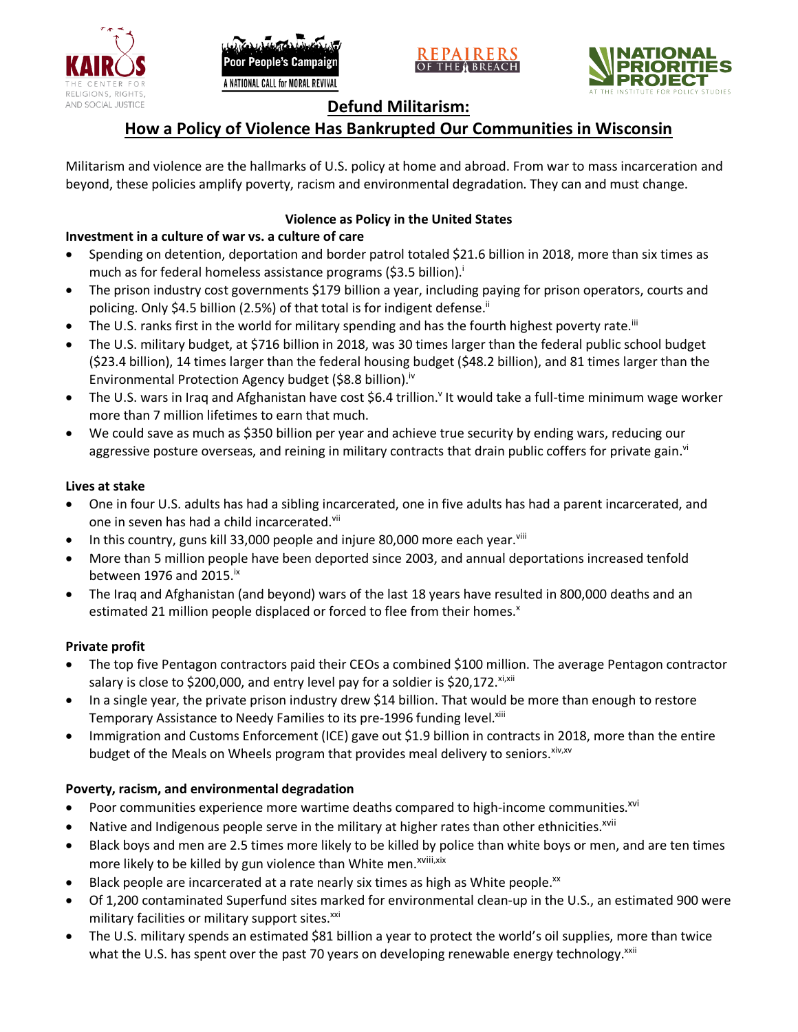# Defund Militarism:

## How a Policy of Violence Has Bankrupted Our Communities in Wisconsin

Militarism and violence are the hallmarks of U.S. policy at home and abroad. From war to mass incarceration and beyond, these policies amplify poverty, racism and environmental degradation. They can and must change.

### Violence as Policy in the United States

**Investment in a culture of war vs. a culture of care**

- Spending on detention, deportation and border patrol totaled $21.6 billion in 2018, more than six times as much as for federal homeless assistance programs ($3.5 billion).[i]
- The prison industry cost governments $179 billion a year, including paying for prison operators, courts and policing. Only $4.5 billion (2.5%) of that total is for indigent defense.[ii]
- The U.S. ranks first in the world for military spending and has the fourth highest poverty rate.[iii]
- The U.S. military budget, at $716 billion in 2018, was 30 times larger than the federal public school budget ($23.4 billion), 14 times larger than the federal housing budget ($48.2 billion), and 81 times larger than the Environmental Protection Agency budget ($8.8 billion).[iv]
- The U.S. wars in Iraq and Afghanistan have cost $6.4 trillion.[v] It would take a full-time minimum wage worker more than 7 million lifetimes to earn that much.
- We could save as much as $350 billion per year and achieve true security by ending wars, reducing our aggressive posture overseas, and reining in military contracts that drain public coffers for private gain.[vi]

**Lives at stake**

- One in four U.S. adults has had a sibling incarcerated, one in five adults has had a parent incarcerated, and one in seven has had a child incarcerated.[vii]
- In this country, guns kill 33,000 people and injure 80,000 more each year.[viii]
- More than 5 million people have been deported since 2003, and annual deportations increased tenfold between 1976 and 2015.[ix]
- The Iraq and Afghanistan (and beyond) wars of the last 18 years have resulted in 800,000 deaths and an estimated 21 million people displaced or forced to flee from their homes.[x]

**Private profit**

- The top five Pentagon contractors paid their CEOs a combined $100 million. The average Pentagon contractor salary is close to $200,000, and entry level pay for a soldier is $20,172.[xi,xii]
- In a single year, the private prison industry drew $14 billion. That would be more than enough to restore Temporary Assistance to Needy Families to its pre-1996 funding level.[xiii]
- Immigration and Customs Enforcement (ICE) gave out $1.9 billion in contracts in 2018, more than the entire budget of the Meals on Wheels program that provides meal delivery to seniors.[xiv,xv]

**Poverty, racism, and environmental degradation**

- Poor communities experience more wartime deaths compared to high-income communities.[xvi]
- Native and Indigenous people serve in the military at higher rates than other ethnicities.[xvii]
- Black boys and men are 2.5 times more likely to be killed by police than white boys or men, and are ten times more likely to be killed by gun violence than White men.[xviii,xix]
- Black people are incarcerated at a rate nearly six times as high as White people.[xx]
- Of 1,200 contaminated Superfund sites marked for environmental clean-up in the U.S., an estimated 900 were military facilities or military support sites.[xxi]
- The U.S. military spends an estimated $81 billion a year to protect the world's oil supplies, more than twice what the U.S. has spent over the past 70 years on developing renewable energy technology.[xxii]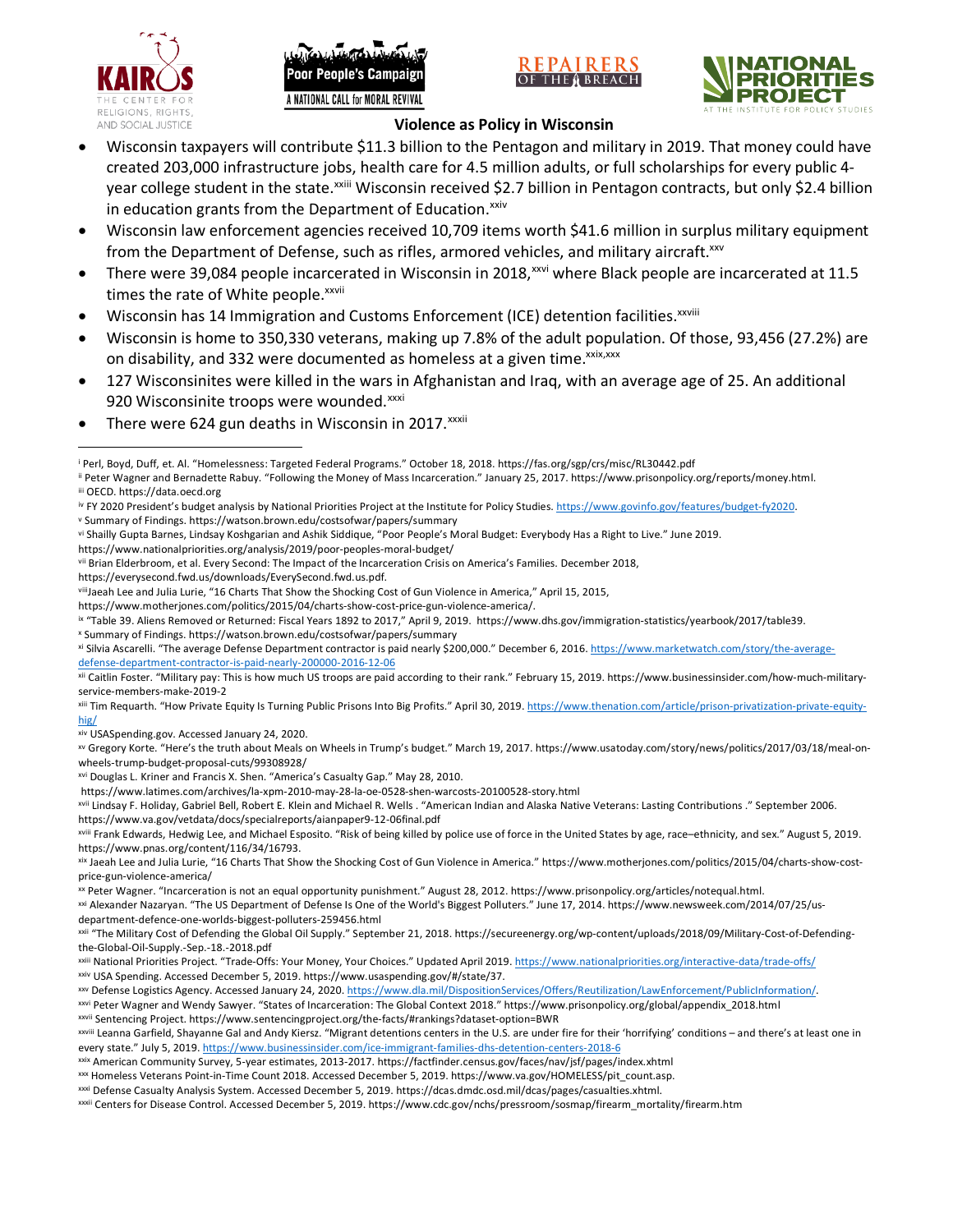## Violence as Policy in Wisconsin

- Wisconsin taxpayers will contribute $11.3 billion to the Pentagon and military in 2019. That money could have created 203,000 infrastructure jobs, health care for 4.5 million adults, or full scholarships for every public 4-year college student in the state.[xxiii] Wisconsin received $2.7 billion in Pentagon contracts, but only $2.4 billion in education grants from the Department of Education.[xxiv]
- Wisconsin law enforcement agencies received 10,709 items worth $41.6 million in surplus military equipment from the Department of Defense, such as rifles, armored vehicles, and military aircraft.[xxv]
- There were 39,084 people incarcerated in Wisconsin in 2018,[xxvi] where Black people are incarcerated at 11.5 times the rate of White people.[xxvii]
- Wisconsin has 14 Immigration and Customs Enforcement (ICE) detention facilities.[xxviii]
- Wisconsin is home to 350,330 veterans, making up 7.8% of the adult population. Of those, 93,456 (27.2%) are on disability, and 332 were documented as homeless at a given time.[xxix,xxx]
- 127 Wisconsinites were killed in the wars in Afghanistan and Iraq, with an average age of 25. An additional 920 Wisconsinite troops were wounded.[xxxi]
- There were 624 gun deaths in Wisconsin in 2017.[xxxii]

---

[i] Perl, Boyd, Duff, et. Al. "Homelessness: Targeted Federal Programs." October 18, 2018. https://fas.org/sgp/crs/misc/RL30442.pdf

[ii] Peter Wagner and Bernadette Rabuy. "Following the Money of Mass Incarceration." January 25, 2017. https://www.prisonpolicy.org/reports/money.html.

[iii] OECD. https://data.oecd.org

[iv] FY 2020 President's budget analysis by National Priorities Project at the Institute for Policy Studies. https://www.govinfo.gov/features/budget-fy2020.

[v] Summary of Findings. https://watson.brown.edu/costsofwar/papers/summary

[vi] Shailly Gupta Barnes, Lindsay Koshgarian and Ashik Siddique, "Poor People's Moral Budget: Everybody Has a Right to Live." June 2019. https://www.nationalpriorities.org/analysis/2019/poor-peoples-moral-budget/

[vii] Brian Elderbroom, et al. Every Second: The Impact of the Incarceration Crisis on America's Families. December 2018, https://everysecond.fwd.us/downloads/EverySecond.fwd.us.pdf.

[viii] Jaeah Lee and Julia Lurie, "16 Charts That Show the Shocking Cost of Gun Violence in America," April 15, 2015, https://www.motherjones.com/politics/2015/04/charts-show-cost-price-gun-violence-america/.

[ix] "Table 39. Aliens Removed or Returned: Fiscal Years 1892 to 2017," April 9, 2019. https://www.dhs.gov/immigration-statistics/yearbook/2017/table39.

[x] Summary of Findings. https://watson.brown.edu/costsofwar/papers/summary

[xi] Silvia Ascarelli. "The average Defense Department contractor is paid nearly $200,000." December 6, 2016. https://www.marketwatch.com/story/the-average-defense-department-contractor-is-paid-nearly-200000-2016-12-06

[xii] Caitlin Foster. "Military pay: This is how much US troops are paid according to their rank." February 15, 2019. https://www.businessinsider.com/how-much-military-service-members-make-2019-2

[xiii] Tim Requarth. "How Private Equity Is Turning Public Prisons Into Big Profits." April 30, 2019. https://www.thenation.com/article/prison-privatization-private-equity-hig/

[xiv] USASpending.gov. Accessed January 24, 2020.

[xv] Gregory Korte. "Here's the truth about Meals on Wheels in Trump's budget." March 19, 2017. https://www.usatoday.com/story/news/politics/2017/03/18/meal-on-wheels-trump-budget-proposal-cuts/99308928/

[xvi] Douglas L. Kriner and Francis X. Shen. "America's Casualty Gap." May 28, 2010. https://www.latimes.com/archives/la-xpm-2010-may-28-la-oe-0528-shen-warcosts-20100528-story.html

[xvii] Lindsay F. Holiday, Gabriel Bell, Robert E. Klein and Michael R. Wells . "American Indian and Alaska Native Veterans: Lasting Contributions ." September 2006. https://www.va.gov/vetdata/docs/specialreports/aianpaper9-12-06final.pdf

[xviii] Frank Edwards, Hedwig Lee, and Michael Esposito. "Risk of being killed by police use of force in the United States by age, race–ethnicity, and sex." August 5, 2019. https://www.pnas.org/content/116/34/16793.

[xix] Jaeah Lee and Julia Lurie, "16 Charts That Show the Shocking Cost of Gun Violence in America." https://www.motherjones.com/politics/2015/04/charts-show-cost-price-gun-violence-america/

[xx] Peter Wagner. "Incarceration is not an equal opportunity punishment." August 28, 2012. https://www.prisonpolicy.org/articles/notequal.html.

[xxi] Alexander Nazaryan. "The US Department of Defense Is One of the World's Biggest Polluters." June 17, 2014. https://www.newsweek.com/2014/07/25/us-department-defence-one-worlds-biggest-polluters-259456.html

[xxii] "The Military Cost of Defending the Global Oil Supply." September 21, 2018. https://secureenergy.org/wp-content/uploads/2018/09/Military-Cost-of-Defending-the-Global-Oil-Supply.-Sep.-18.-2018.pdf

[xxiii] National Priorities Project. "Trade-Offs: Your Money, Your Choices." Updated April 2019. https://www.nationalpriorities.org/interactive-data/trade-offs/

[xxiv] USA Spending. Accessed December 5, 2019. https://www.usaspending.gov/#/state/37.

[xxv] Defense Logistics Agency. Accessed January 24, 2020. https://www.dla.mil/DispositionServices/Offers/Reutilization/LawEnforcement/PublicInformation/.

[xxvi] Peter Wagner and Wendy Sawyer. "States of Incarceration: The Global Context 2018." https://www.prisonpolicy.org/global/appendix_2018.html

[xxvii] Sentencing Project. https://www.sentencingproject.org/the-facts/#rankings?dataset-option=BWR

[xxviii] Leanna Garfield, Shayanne Gal and Andy Kiersz. "Migrant detentions centers in the U.S. are under fire for their 'horrifying' conditions – and there's at least one in every state." July 5, 2019. https://www.businessinsider.com/ice-immigrant-families-dhs-detention-centers-2018-6

[xxix] American Community Survey, 5-year estimates, 2013-2017. https://factfinder.census.gov/faces/nav/jsf/pages/index.xhtml

[xxx] Homeless Veterans Point-in-Time Count 2018. Accessed December 5, 2019. https://www.va.gov/HOMELESS/pit_count.asp.

[xxxi] Defense Casualty Analysis System. Accessed December 5, 2019. https://dcas.dmdc.osd.mil/dcas/pages/casualties.xhtml.

[xxxii] Centers for Disease Control. Accessed December 5, 2019. https://www.cdc.gov/nchs/pressroom/sosmap/firearm_mortality/firearm.htm